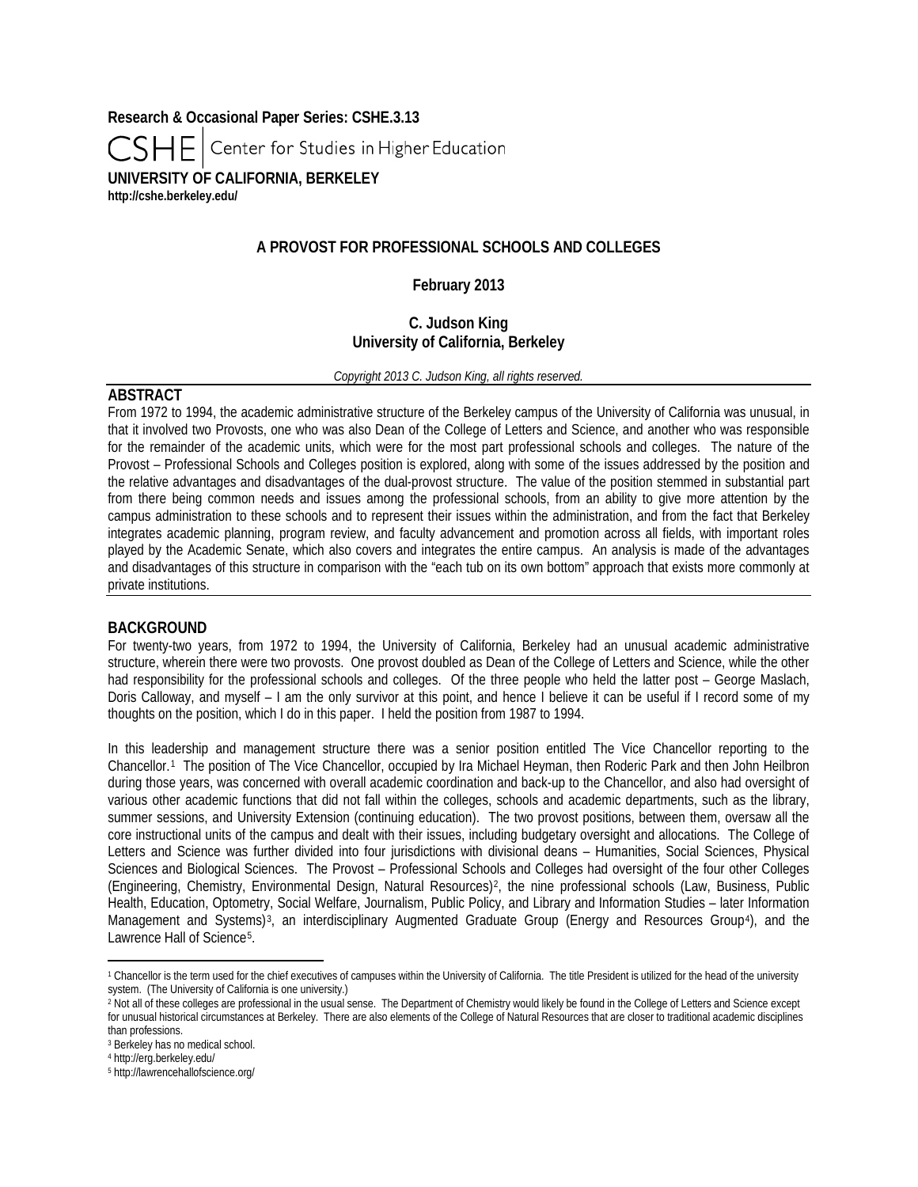**Research & Occasional Paper Series: CSHE.3.13**

CSHE | Center for Studies in Higher Education

**UNIVERSITY OF CALIFORNIA, BERKELEY**
**http://cshe.berkeley.edu/**

# A PROVOST FOR PROFESSIONAL SCHOOLS AND COLLEGES

**February 2013**

**C. Judson King**
**University of California, Berkeley**

*Copyright 2013 C. Judson King, all rights reserved.*

## ABSTRACT

From 1972 to 1994, the academic administrative structure of the Berkeley campus of the University of California was unusual, in that it involved two Provosts, one who was also Dean of the College of Letters and Science, and another who was responsible for the remainder of the academic units, which were for the most part professional schools and colleges. The nature of the Provost – Professional Schools and Colleges position is explored, along with some of the issues addressed by the position and the relative advantages and disadvantages of the dual-provost structure. The value of the position stemmed in substantial part from there being common needs and issues among the professional schools, from an ability to give more attention by the campus administration to these schools and to represent their issues within the administration, and from the fact that Berkeley integrates academic planning, program review, and faculty advancement and promotion across all fields, with important roles played by the Academic Senate, which also covers and integrates the entire campus. An analysis is made of the advantages and disadvantages of this structure in comparison with the "each tub on its own bottom" approach that exists more commonly at private institutions.

## BACKGROUND

For twenty-two years, from 1972 to 1994, the University of California, Berkeley had an unusual academic administrative structure, wherein there were two provosts. One provost doubled as Dean of the College of Letters and Science, while the other had responsibility for the professional schools and colleges. Of the three people who held the latter post – George Maslach, Doris Calloway, and myself – I am the only survivor at this point, and hence I believe it can be useful if I record some of my thoughts on the position, which I do in this paper. I held the position from 1987 to 1994.

In this leadership and management structure there was a senior position entitled The Vice Chancellor reporting to the Chancellor.[1] The position of The Vice Chancellor, occupied by Ira Michael Heyman, then Roderic Park and then John Heilbron during those years, was concerned with overall academic coordination and back-up to the Chancellor, and also had oversight of various other academic functions that did not fall within the colleges, schools and academic departments, such as the library, summer sessions, and University Extension (continuing education). The two provost positions, between them, oversaw all the core instructional units of the campus and dealt with their issues, including budgetary oversight and allocations. The College of Letters and Science was further divided into four jurisdictions with divisional deans – Humanities, Social Sciences, Physical Sciences and Biological Sciences. The Provost – Professional Schools and Colleges had oversight of the four other Colleges (Engineering, Chemistry, Environmental Design, Natural Resources)[2], the nine professional schools (Law, Business, Public Health, Education, Optometry, Social Welfare, Journalism, Public Policy, and Library and Information Studies – later Information Management and Systems)[3], an interdisciplinary Augmented Graduate Group (Energy and Resources Group[4]), and the Lawrence Hall of Science[5].

---

[1] Chancellor is the term used for the chief executives of campuses within the University of California. The title President is utilized for the head of the university system. (The University of California is one university.)

[2] Not all of these colleges are professional in the usual sense. The Department of Chemistry would likely be found in the College of Letters and Science except for unusual historical circumstances at Berkeley. There are also elements of the College of Natural Resources that are closer to traditional academic disciplines than professions.

[3] Berkeley has no medical school.

[4] http://erg.berkeley.edu/

[5] http://lawrencehallofscience.org/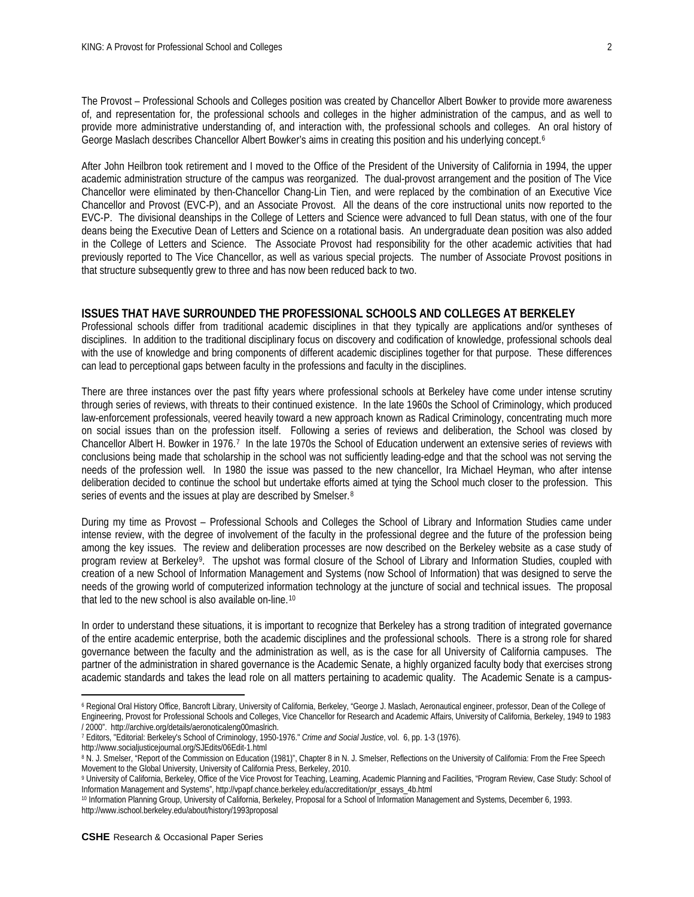The Provost – Professional Schools and Colleges position was created by Chancellor Albert Bowker to provide more awareness of, and representation for, the professional schools and colleges in the higher administration of the campus, and as well to provide more administrative understanding of, and interaction with, the professional schools and colleges. An oral history of George Maslach describes Chancellor Albert Bowker's aims in creating this position and his underlying concept.[6]

After John Heilbron took retirement and I moved to the Office of the President of the University of California in 1994, the upper academic administration structure of the campus was reorganized. The dual-provost arrangement and the position of The Vice Chancellor were eliminated by then-Chancellor Chang-Lin Tien, and were replaced by the combination of an Executive Vice Chancellor and Provost (EVC-P), and an Associate Provost. All the deans of the core instructional units now reported to the EVC-P. The divisional deanships in the College of Letters and Science were advanced to full Dean status, with one of the four deans being the Executive Dean of Letters and Science on a rotational basis. An undergraduate dean position was also added in the College of Letters and Science. The Associate Provost had responsibility for the other academic activities that had previously reported to The Vice Chancellor, as well as various special projects. The number of Associate Provost positions in that structure subsequently grew to three and has now been reduced back to two.

## ISSUES THAT HAVE SURROUNDED THE PROFESSIONAL SCHOOLS AND COLLEGES AT BERKELEY

Professional schools differ from traditional academic disciplines in that they typically are applications and/or syntheses of disciplines. In addition to the traditional disciplinary focus on discovery and codification of knowledge, professional schools deal with the use of knowledge and bring components of different academic disciplines together for that purpose. These differences can lead to perceptional gaps between faculty in the professions and faculty in the disciplines.

There are three instances over the past fifty years where professional schools at Berkeley have come under intense scrutiny through series of reviews, with threats to their continued existence. In the late 1960s the School of Criminology, which produced law-enforcement professionals, veered heavily toward a new approach known as Radical Criminology, concentrating much more on social issues than on the profession itself. Following a series of reviews and deliberation, the School was closed by Chancellor Albert H. Bowker in 1976.[7] In the late 1970s the School of Education underwent an extensive series of reviews with conclusions being made that scholarship in the school was not sufficiently leading-edge and that the school was not serving the needs of the profession well. In 1980 the issue was passed to the new chancellor, Ira Michael Heyman, who after intense deliberation decided to continue the school but undertake efforts aimed at tying the School much closer to the profession. This series of events and the issues at play are described by Smelser.[8]

During my time as Provost – Professional Schools and Colleges the School of Library and Information Studies came under intense review, with the degree of involvement of the faculty in the professional degree and the future of the profession being among the key issues. The review and deliberation processes are now described on the Berkeley website as a case study of program review at Berkeley[9]. The upshot was formal closure of the School of Library and Information Studies, coupled with creation of a new School of Information Management and Systems (now School of Information) that was designed to serve the needs of the growing world of computerized information technology at the juncture of social and technical issues. The proposal that led to the new school is also available on-line.[10]

In order to understand these situations, it is important to recognize that Berkeley has a strong tradition of integrated governance of the entire academic enterprise, both the academic disciplines and the professional schools. There is a strong role for shared governance between the faculty and the administration as well, as is the case for all University of California campuses. The partner of the administration in shared governance is the Academic Senate, a highly organized faculty body that exercises strong academic standards and takes the lead role on all matters pertaining to academic quality. The Academic Senate is a campus-

---

[6] Regional Oral History Office, Bancroft Library, University of California, Berkeley, "George J. Maslach, Aeronautical engineer, professor, Dean of the College of Engineering, Provost for Professional Schools and Colleges, Vice Chancellor for Research and Academic Affairs, University of California, Berkeley, 1949 to 1983 / 2000". http://archive.org/details/aeronoticaleng00maslrich.

[7] Editors, "Editorial: Berkeley's School of Criminology, 1950-1976." *Crime and Social Justice*, vol. 6, pp. 1-3 (1976). http://www.socialjusticejournal.org/SJEdits/06Edit-1.html

[8] N. J. Smelser, "Report of the Commission on Education (1981)", Chapter 8 in N. J. Smelser, Reflections on the University of California: From the Free Speech Movement to the Global University, University of California Press, Berkeley, 2010.

[9] University of California, Berkeley, Office of the Vice Provost for Teaching, Learning, Academic Planning and Facilities, "Program Review, Case Study: School of Information Management and Systems", http://vpapf.chance.berkeley.edu/accreditation/pr_essays_4b.html

[10] Information Planning Group, University of California, Berkeley, Proposal for a School of Information Management and Systems, December 6, 1993. http://www.ischool.berkeley.edu/about/history/1993proposal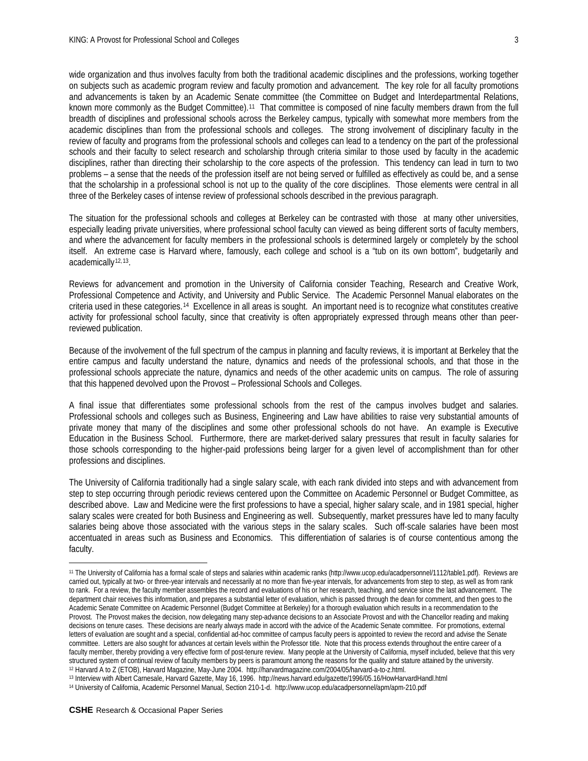wide organization and thus involves faculty from both the traditional academic disciplines and the professions, working together on subjects such as academic program review and faculty promotion and advancement. The key role for all faculty promotions and advancements is taken by an Academic Senate committee (the Committee on Budget and Interdepartmental Relations, known more commonly as the Budget Committee).[11] That committee is composed of nine faculty members drawn from the full breadth of disciplines and professional schools across the Berkeley campus, typically with somewhat more members from the academic disciplines than from the professional schools and colleges. The strong involvement of disciplinary faculty in the review of faculty and programs from the professional schools and colleges can lead to a tendency on the part of the professional schools and their faculty to select research and scholarship through criteria similar to those used by faculty in the academic disciplines, rather than directing their scholarship to the core aspects of the profession. This tendency can lead in turn to two problems – a sense that the needs of the profession itself are not being served or fulfilled as effectively as could be, and a sense that the scholarship in a professional school is not up to the quality of the core disciplines. Those elements were central in all three of the Berkeley cases of intense review of professional schools described in the previous paragraph.

The situation for the professional schools and colleges at Berkeley can be contrasted with those at many other universities, especially leading private universities, where professional school faculty can viewed as being different sorts of faculty members, and where the advancement for faculty members in the professional schools is determined largely or completely by the school itself. An extreme case is Harvard where, famously, each college and school is a "tub on its own bottom", budgetarily and academically[12,13].

Reviews for advancement and promotion in the University of California consider Teaching, Research and Creative Work, Professional Competence and Activity, and University and Public Service. The Academic Personnel Manual elaborates on the criteria used in these categories.[14] Excellence in all areas is sought. An important need is to recognize what constitutes creative activity for professional school faculty, since that creativity is often appropriately expressed through means other than peer-reviewed publication.

Because of the involvement of the full spectrum of the campus in planning and faculty reviews, it is important at Berkeley that the entire campus and faculty understand the nature, dynamics and needs of the professional schools, and that those in the professional schools appreciate the nature, dynamics and needs of the other academic units on campus. The role of assuring that this happened devolved upon the Provost – Professional Schools and Colleges.

A final issue that differentiates some professional schools from the rest of the campus involves budget and salaries. Professional schools and colleges such as Business, Engineering and Law have abilities to raise very substantial amounts of private money that many of the disciplines and some other professional schools do not have. An example is Executive Education in the Business School. Furthermore, there are market-derived salary pressures that result in faculty salaries for those schools corresponding to the higher-paid professions being larger for a given level of accomplishment than for other professions and disciplines.

The University of California traditionally had a single salary scale, with each rank divided into steps and with advancement from step to step occurring through periodic reviews centered upon the Committee on Academic Personnel or Budget Committee, as described above. Law and Medicine were the first professions to have a special, higher salary scale, and in 1981 special, higher salary scales were created for both Business and Engineering as well. Subsequently, market pressures have led to many faculty salaries being above those associated with the various steps in the salary scales. Such off-scale salaries have been most accentuated in areas such as Business and Economics. This differentiation of salaries is of course contentious among the faculty.

---

[11] The University of California has a formal scale of steps and salaries within academic ranks (http://www.ucop.edu/acadpersonnel/1112/table1.pdf). Reviews are carried out, typically at two- or three-year intervals and necessarily at no more than five-year intervals, for advancements from step to step, as well as from rank to rank. For a review, the faculty member assembles the record and evaluations of his or her research, teaching, and service since the last advancement. The department chair receives this information, and prepares a substantial letter of evaluation, which is passed through the dean for comment, and then goes to the Academic Senate Committee on Academic Personnel (Budget Committee at Berkeley) for a thorough evaluation which results in a recommendation to the Provost. The Provost makes the decision, now delegating many step-advance decisions to an Associate Provost and with the Chancellor reading and making decisions on tenure cases. These decisions are nearly always made in accord with the advice of the Academic Senate committee. For promotions, external letters of evaluation are sought and a special, confidential ad-hoc committee of campus faculty peers is appointed to review the record and advise the Senate committee. Letters are also sought for advances at certain levels within the Professor title. Note that this process extends throughout the entire career of a faculty member, thereby providing a very effective form of post-tenure review. Many people at the University of California, myself included, believe that this very structured system of continual review of faculty members by peers is paramount among the reasons for the quality and stature attained by the university.

[12] Harvard A to Z (ETOB), Harvard Magazine, May-June 2004. http://harvardmagazine.com/2004/05/harvard-a-to-z.html.

[13] Interview with Albert Carnesale, Harvard Gazette, May 16, 1996. http://news.harvard.edu/gazette/1996/05.16/HowHarvardHandl.html

[14] University of California, Academic Personnel Manual, Section 210-1-d. http://www.ucop.edu/acadpersonnel/apm/apm-210.pdf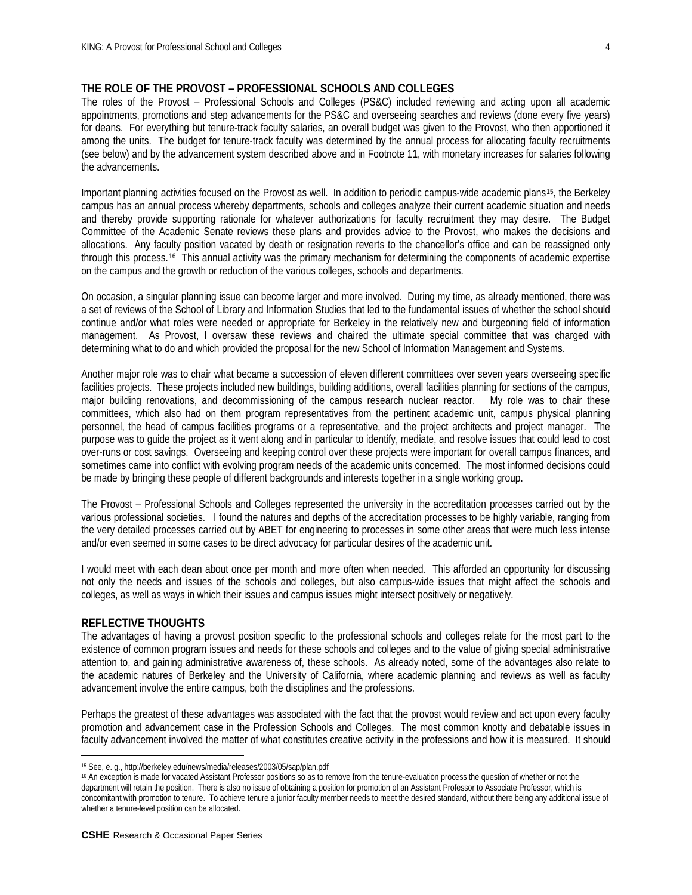## THE ROLE OF THE PROVOST – PROFESSIONAL SCHOOLS AND COLLEGES

The roles of the Provost – Professional Schools and Colleges (PS&C) included reviewing and acting upon all academic appointments, promotions and step advancements for the PS&C and overseeing searches and reviews (done every five years) for deans. For everything but tenure-track faculty salaries, an overall budget was given to the Provost, who then apportioned it among the units. The budget for tenure-track faculty was determined by the annual process for allocating faculty recruitments (see below) and by the advancement system described above and in Footnote 11, with monetary increases for salaries following the advancements.

Important planning activities focused on the Provost as well. In addition to periodic campus-wide academic plans[15], the Berkeley campus has an annual process whereby departments, schools and colleges analyze their current academic situation and needs and thereby provide supporting rationale for whatever authorizations for faculty recruitment they may desire. The Budget Committee of the Academic Senate reviews these plans and provides advice to the Provost, who makes the decisions and allocations. Any faculty position vacated by death or resignation reverts to the chancellor's office and can be reassigned only through this process.[16] This annual activity was the primary mechanism for determining the components of academic expertise on the campus and the growth or reduction of the various colleges, schools and departments.

On occasion, a singular planning issue can become larger and more involved. During my time, as already mentioned, there was a set of reviews of the School of Library and Information Studies that led to the fundamental issues of whether the school should continue and/or what roles were needed or appropriate for Berkeley in the relatively new and burgeoning field of information management. As Provost, I oversaw these reviews and chaired the ultimate special committee that was charged with determining what to do and which provided the proposal for the new School of Information Management and Systems.

Another major role was to chair what became a succession of eleven different committees over seven years overseeing specific facilities projects. These projects included new buildings, building additions, overall facilities planning for sections of the campus, major building renovations, and decommissioning of the campus research nuclear reactor. My role was to chair these committees, which also had on them program representatives from the pertinent academic unit, campus physical planning personnel, the head of campus facilities programs or a representative, and the project architects and project manager. The purpose was to guide the project as it went along and in particular to identify, mediate, and resolve issues that could lead to cost over-runs or cost savings. Overseeing and keeping control over these projects were important for overall campus finances, and sometimes came into conflict with evolving program needs of the academic units concerned. The most informed decisions could be made by bringing these people of different backgrounds and interests together in a single working group.

The Provost – Professional Schools and Colleges represented the university in the accreditation processes carried out by the various professional societies. I found the natures and depths of the accreditation processes to be highly variable, ranging from the very detailed processes carried out by ABET for engineering to processes in some other areas that were much less intense and/or even seemed in some cases to be direct advocacy for particular desires of the academic unit.

I would meet with each dean about once per month and more often when needed. This afforded an opportunity for discussing not only the needs and issues of the schools and colleges, but also campus-wide issues that might affect the schools and colleges, as well as ways in which their issues and campus issues might intersect positively or negatively.

## REFLECTIVE THOUGHTS

The advantages of having a provost position specific to the professional schools and colleges relate for the most part to the existence of common program issues and needs for these schools and colleges and to the value of giving special administrative attention to, and gaining administrative awareness of, these schools. As already noted, some of the advantages also relate to the academic natures of Berkeley and the University of California, where academic planning and reviews as well as faculty advancement involve the entire campus, both the disciplines and the professions.

Perhaps the greatest of these advantages was associated with the fact that the provost would review and act upon every faculty promotion and advancement case in the Profession Schools and Colleges. The most common knotty and debatable issues in faculty advancement involved the matter of what constitutes creative activity in the professions and how it is measured. It should

---

[15] See, e. g., http://berkeley.edu/news/media/releases/2003/05/sap/plan.pdf

[16] An exception is made for vacated Assistant Professor positions so as to remove from the tenure-evaluation process the question of whether or not the department will retain the position. There is also no issue of obtaining a position for promotion of an Assistant Professor to Associate Professor, which is concomitant with promotion to tenure. To achieve tenure a junior faculty member needs to meet the desired standard, without there being any additional issue of whether a tenure-level position can be allocated.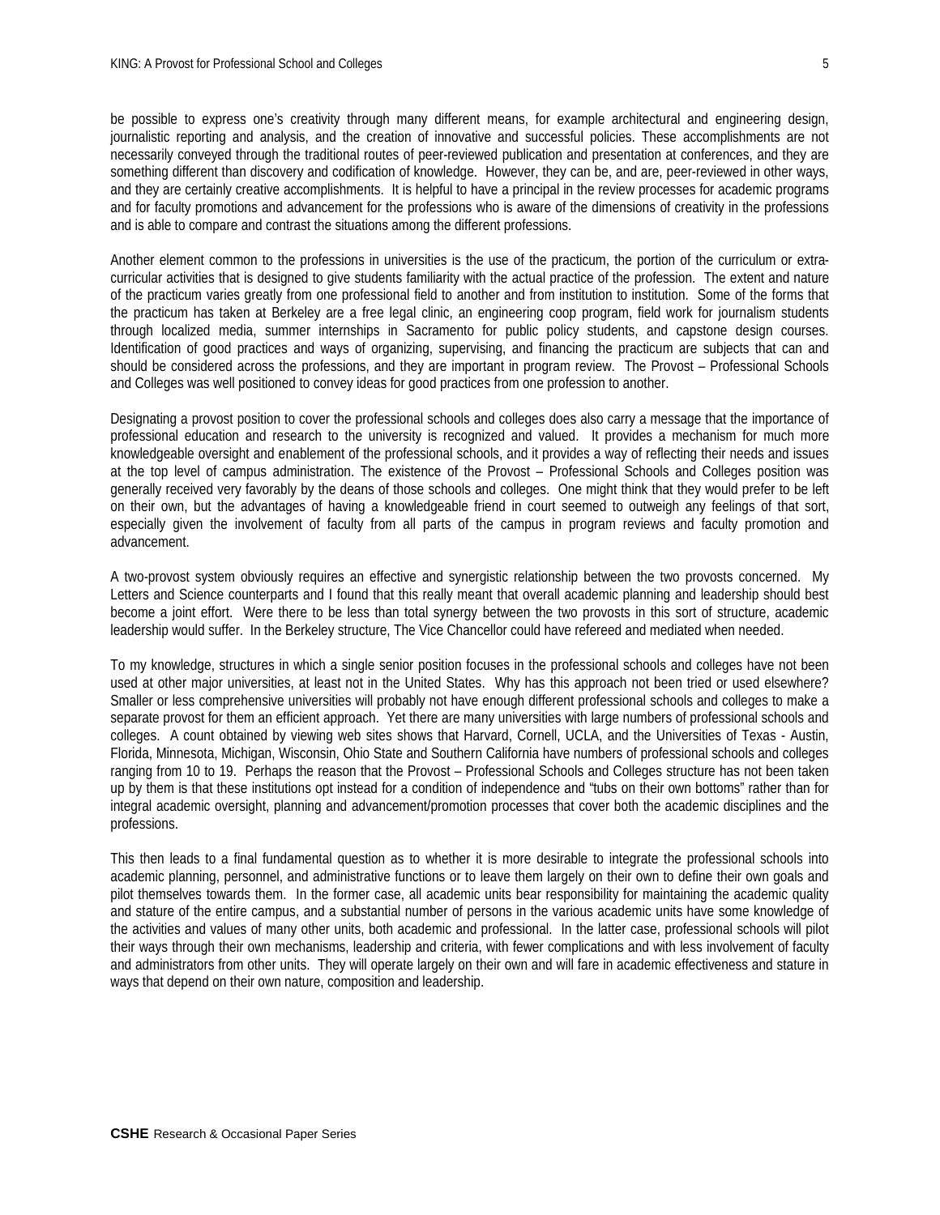be possible to express one's creativity through many different means, for example architectural and engineering design, journalistic reporting and analysis, and the creation of innovative and successful policies. These accomplishments are not necessarily conveyed through the traditional routes of peer-reviewed publication and presentation at conferences, and they are something different than discovery and codification of knowledge. However, they can be, and are, peer-reviewed in other ways, and they are certainly creative accomplishments. It is helpful to have a principal in the review processes for academic programs and for faculty promotions and advancement for the professions who is aware of the dimensions of creativity in the professions and is able to compare and contrast the situations among the different professions.

Another element common to the professions in universities is the use of the practicum, the portion of the curriculum or extra-curricular activities that is designed to give students familiarity with the actual practice of the profession. The extent and nature of the practicum varies greatly from one professional field to another and from institution to institution. Some of the forms that the practicum has taken at Berkeley are a free legal clinic, an engineering coop program, field work for journalism students through localized media, summer internships in Sacramento for public policy students, and capstone design courses. Identification of good practices and ways of organizing, supervising, and financing the practicum are subjects that can and should be considered across the professions, and they are important in program review. The Provost – Professional Schools and Colleges was well positioned to convey ideas for good practices from one profession to another.

Designating a provost position to cover the professional schools and colleges does also carry a message that the importance of professional education and research to the university is recognized and valued. It provides a mechanism for much more knowledgeable oversight and enablement of the professional schools, and it provides a way of reflecting their needs and issues at the top level of campus administration. The existence of the Provost – Professional Schools and Colleges position was generally received very favorably by the deans of those schools and colleges. One might think that they would prefer to be left on their own, but the advantages of having a knowledgeable friend in court seemed to outweigh any feelings of that sort, especially given the involvement of faculty from all parts of the campus in program reviews and faculty promotion and advancement.

A two-provost system obviously requires an effective and synergistic relationship between the two provosts concerned. My Letters and Science counterparts and I found that this really meant that overall academic planning and leadership should best become a joint effort. Were there to be less than total synergy between the two provosts in this sort of structure, academic leadership would suffer. In the Berkeley structure, The Vice Chancellor could have refereed and mediated when needed.

To my knowledge, structures in which a single senior position focuses in the professional schools and colleges have not been used at other major universities, at least not in the United States. Why has this approach not been tried or used elsewhere? Smaller or less comprehensive universities will probably not have enough different professional schools and colleges to make a separate provost for them an efficient approach. Yet there are many universities with large numbers of professional schools and colleges. A count obtained by viewing web sites shows that Harvard, Cornell, UCLA, and the Universities of Texas - Austin, Florida, Minnesota, Michigan, Wisconsin, Ohio State and Southern California have numbers of professional schools and colleges ranging from 10 to 19. Perhaps the reason that the Provost – Professional Schools and Colleges structure has not been taken up by them is that these institutions opt instead for a condition of independence and "tubs on their own bottoms" rather than for integral academic oversight, planning and advancement/promotion processes that cover both the academic disciplines and the professions.

This then leads to a final fundamental question as to whether it is more desirable to integrate the professional schools into academic planning, personnel, and administrative functions or to leave them largely on their own to define their own goals and pilot themselves towards them. In the former case, all academic units bear responsibility for maintaining the academic quality and stature of the entire campus, and a substantial number of persons in the various academic units have some knowledge of the activities and values of many other units, both academic and professional. In the latter case, professional schools will pilot their ways through their own mechanisms, leadership and criteria, with fewer complications and with less involvement of faculty and administrators from other units. They will operate largely on their own and will fare in academic effectiveness and stature in ways that depend on their own nature, composition and leadership.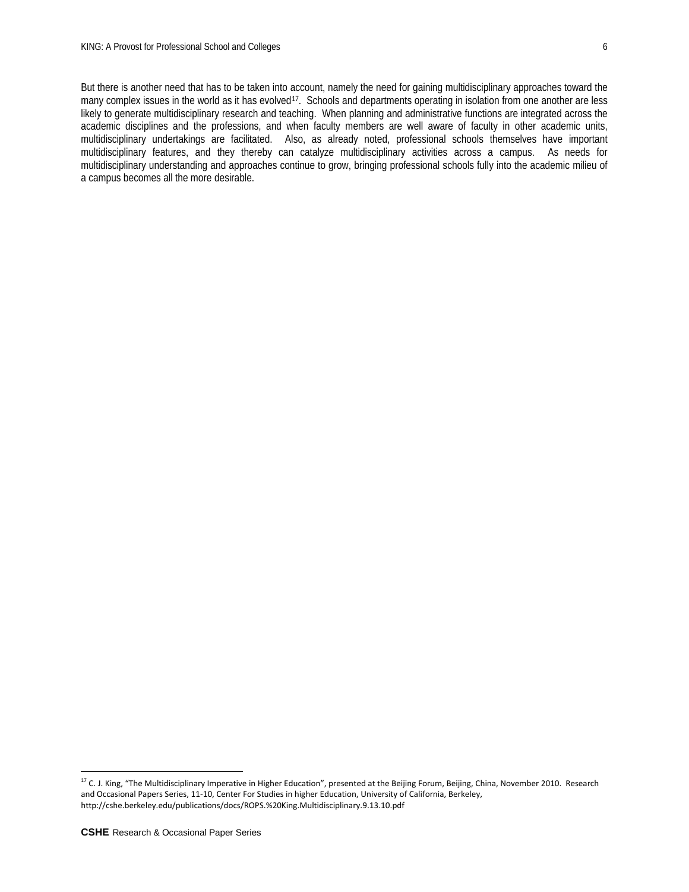But there is another need that has to be taken into account, namely the need for gaining multidisciplinary approaches toward the many complex issues in the world as it has evolved[17]. Schools and departments operating in isolation from one another are less likely to generate multidisciplinary research and teaching. When planning and administrative functions are integrated across the academic disciplines and the professions, and when faculty members are well aware of faculty in other academic units, multidisciplinary undertakings are facilitated. Also, as already noted, professional schools themselves have important multidisciplinary features, and they thereby can catalyze multidisciplinary activities across a campus. As needs for multidisciplinary understanding and approaches continue to grow, bringing professional schools fully into the academic milieu of a campus becomes all the more desirable.

[17] C. J. King, "The Multidisciplinary Imperative in Higher Education", presented at the Beijing Forum, Beijing, China, November 2010. Research and Occasional Papers Series, 11-10, Center For Studies in higher Education, University of California, Berkeley, http://cshe.berkeley.edu/publications/docs/ROPS.%20King.Multidisciplinary.9.13.10.pdf